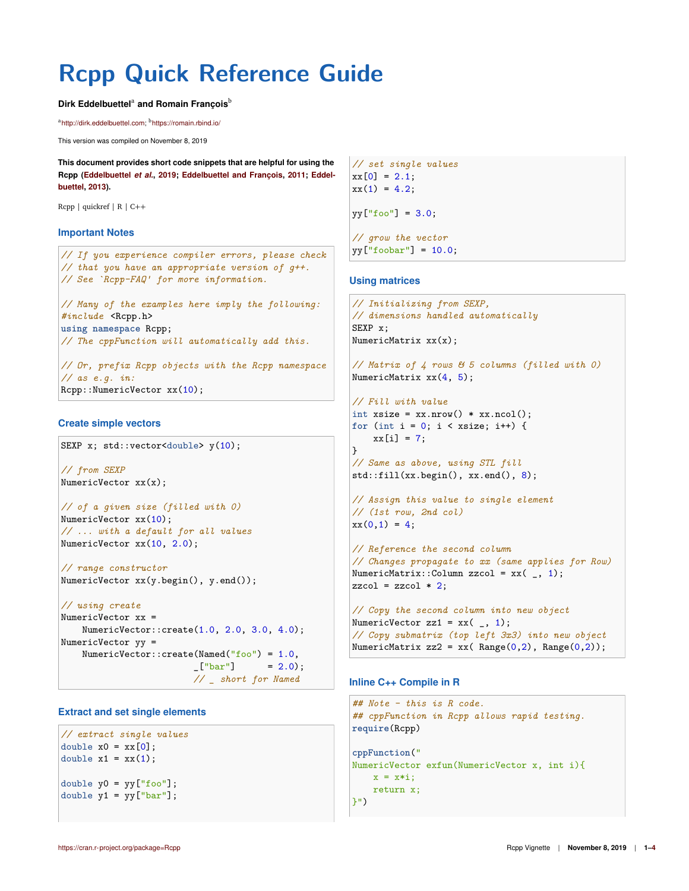# Rcpp Quick Reference Guide

**Dirk Eddelbuettel**[a] **and Romain François**[b]

[a]http://dirk.eddelbuettel.com; [b]https://romain.rbind.io/

This version was compiled on November 8, 2019

**This document provides short code snippets that are helpful for using the Rcpp (Eddelbuettel *et al.*, 2019; Eddelbuettel and François, 2011; Eddelbuettel, 2013).**

Rcpp | quickref | R | C++

### Important Notes

```
// If you experience compiler errors, please check
// that you have an appropriate version of g++.
// See `Rcpp-FAQ' for more information.

// Many of the examples here imply the following:
#include <Rcpp.h>
using namespace Rcpp;
// The cppFunction will automatically add this.

// Or, prefix Rcpp objects with the Rcpp namespace
// as e.g. in:
Rcpp::NumericVector xx(10);
```

### Create simple vectors

```
SEXP x; std::vector<double> y(10);

// from SEXP
NumericVector xx(x);

// of a given size (filled with 0)
NumericVector xx(10);
// ... with a default for all values
NumericVector xx(10, 2.0);

// range constructor
NumericVector xx(y.begin(), y.end());

// using create
NumericVector xx =
    NumericVector::create(1.0, 2.0, 3.0, 4.0);
NumericVector yy =
    NumericVector::create(Named("foo") = 1.0,
                          _["bar"]     = 2.0);
                          // _ short for Named
```

### Extract and set single elements

```
// extract single values
double x0 = xx[0];
double x1 = xx(1);

double y0 = yy["foo"];
double y1 = yy["bar"];

// set single values
xx[0] = 2.1;
xx(1) = 4.2;

yy["foo"] = 3.0;

// grow the vector
yy["foobar"] = 10.0;
```

### Using matrices

```
// Initializing from SEXP,
// dimensions handled automatically
SEXP x;
NumericMatrix xx(x);

// Matrix of 4 rows & 5 columns (filled with 0)
NumericMatrix xx(4, 5);

// Fill with value
int xsize = xx.nrow() * xx.ncol();
for (int i = 0; i < xsize; i++) {
    xx[i] = 7;
}
// Same as above, using STL fill
std::fill(xx.begin(), xx.end(), 8);

// Assign this value to single element
// (1st row, 2nd col)
xx(0,1) = 4;

// Reference the second column
// Changes propagate to xx (same applies for Row)
NumericMatrix::Column zzcol = xx( _, 1);
zzcol = zzcol * 2;

// Copy the second column into new object
NumericVector zz1 = xx( _, 1);
// Copy submatrix (top left 3x3) into new object
NumericMatrix zz2 = xx( Range(0,2), Range(0,2));
```

### Inline C++ Compile in R

```
## Note - this is R code.
## cppFunction in Rcpp allows rapid testing.
require(Rcpp)

cppFunction("
NumericVector exfun(NumericVector x, int i){
    x = x*i;
    return x;
}")
```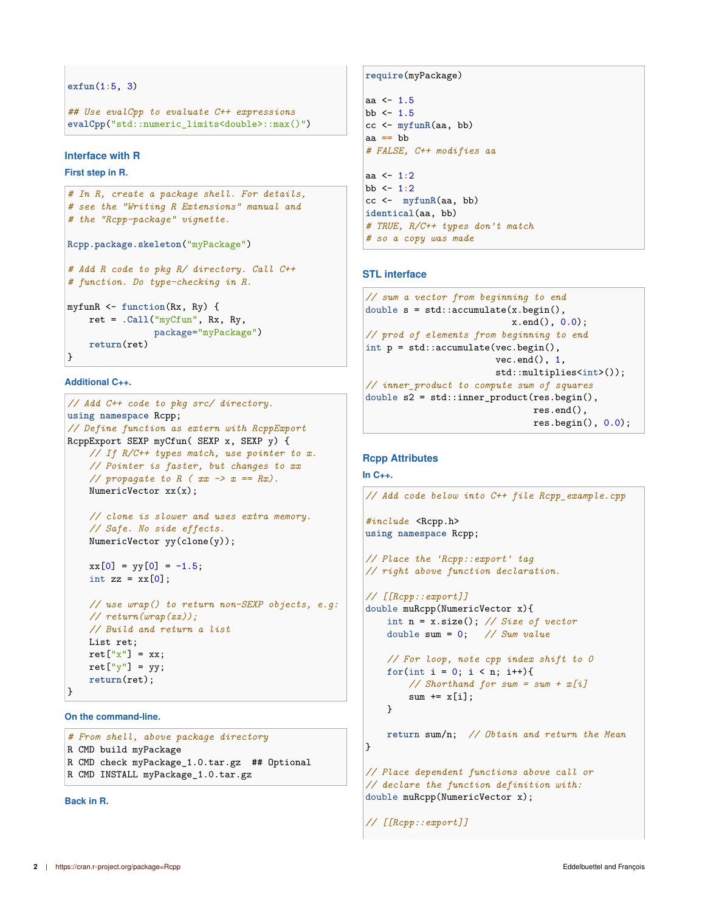```r
exfun(1:5, 3)

## Use evalCpp to evaluate C++ expressions
evalCpp("std::numeric_limits<double>::max()")
```

### Interface with R

#### First step in R.

```r
# In R, create a package shell. For details,
# see the "Writing R Extensions" manual and
# the "Rcpp-package" vignette.

Rcpp.package.skeleton("myPackage")

# Add R code to pkg R/ directory. Call C++
# function. Do type-checking in R.

myfunR <- function(Rx, Ry) {
    ret = .Call("myCfun", Rx, Ry,
                package="myPackage")
    return(ret)
}
```

#### Additional C++.

```cpp
// Add C++ code to pkg src/ directory.
using namespace Rcpp;
// Define function as extern with RcppExport
RcppExport SEXP myCfun( SEXP x, SEXP y) {
    // If R/C++ types match, use pointer to x.
    // Pointer is faster, but changes to xx
    // propagate to R ( xx -> x == Rx).
    NumericVector xx(x);

    // clone is slower and uses extra memory.
    // Safe. No side effects.
    NumericVector yy(clone(y));

    xx[0] = yy[0] = -1.5;
    int zz = xx[0];

    // use wrap() to return non-SEXP objects, e.g:
    // return(wrap(zz));
    // Build and return a list
    List ret;
    ret["x"] = xx;
    ret["y"] = yy;
    return(ret);
}
```

#### On the command-line.

```
# From shell, above package directory
R CMD build myPackage
R CMD check myPackage_1.0.tar.gz  ## Optional
R CMD INSTALL myPackage_1.0.tar.gz
```

#### Back in R.

```r
require(myPackage)

aa <- 1.5
bb <- 1.5
cc <- myfunR(aa, bb)
aa == bb
# FALSE, C++ modifies aa

aa <- 1:2
bb <- 1:2
cc <-  myfunR(aa, bb)
identical(aa, bb)
# TRUE, R/C++ types don't match
# so a copy was made
```

### STL interface

```cpp
// sum a vector from beginning to end
double s = std::accumulate(x.begin(),
                           x.end(), 0.0);
// prod of elements from beginning to end
int p = std::accumulate(vec.begin(),
                        vec.end(), 1,
                        std::multiplies<int>());
// inner_product to compute sum of squares
double s2 = std::inner_product(res.begin(),
                               res.end(),
                               res.begin(), 0.0);
```

### Rcpp Attributes

#### In C++.

```cpp
// Add code below into C++ file Rcpp_example.cpp

#include <Rcpp.h>
using namespace Rcpp;

// Place the 'Rcpp::export' tag
// right above function declaration.

// [[Rcpp::export]]
double muRcpp(NumericVector x){
    int n = x.size(); // Size of vector
    double sum = 0;   // Sum value

    // For loop, note cpp index shift to 0
    for(int i = 0; i < n; i++){
        // Shorthand for sum = sum + x[i]
        sum += x[i];
    }

    return sum/n;  // Obtain and return the Mean
}

// Place dependent functions above call or
// declare the function definition with:
double muRcpp(NumericVector x);

// [[Rcpp::export]]
```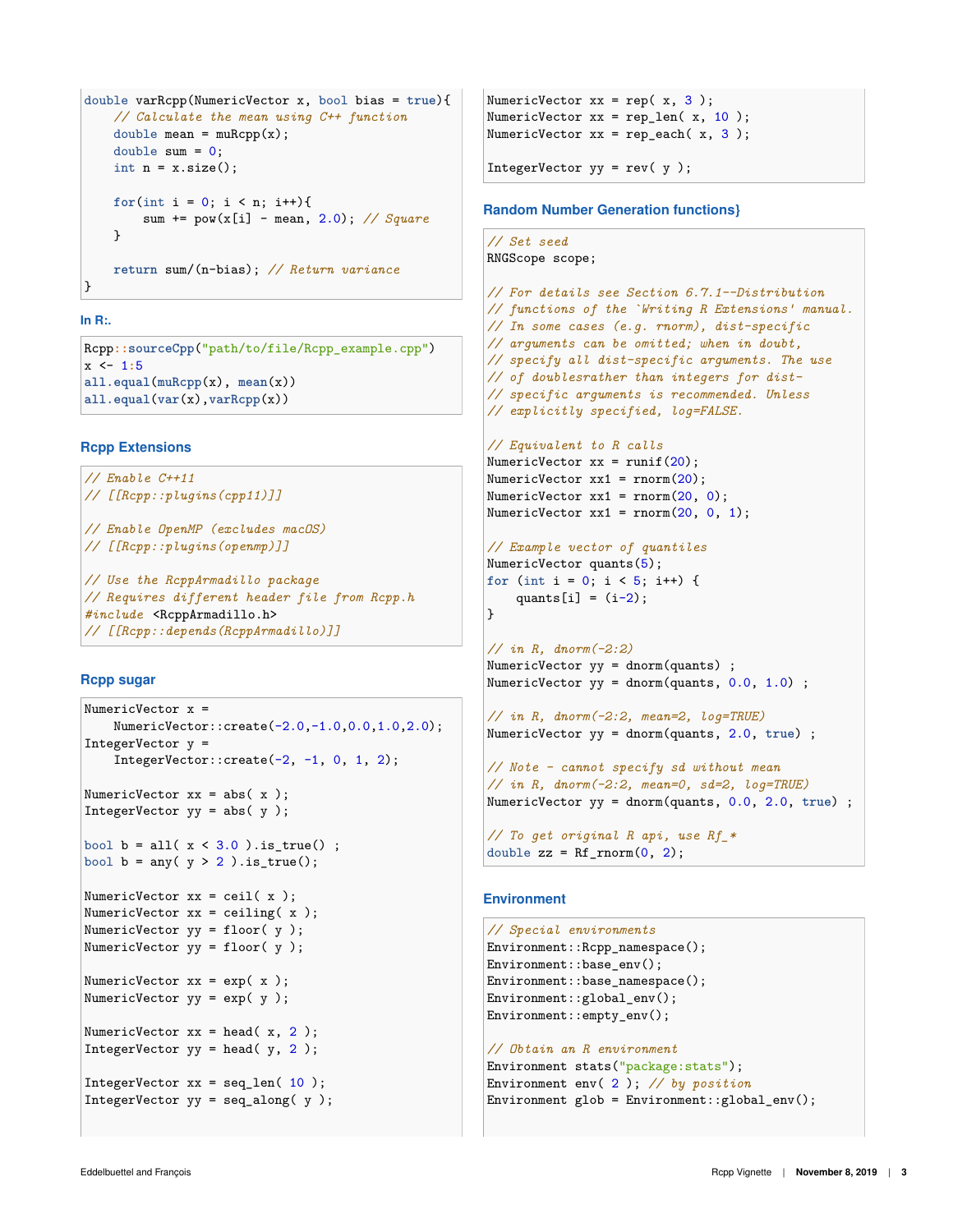```
double varRcpp(NumericVector x, bool bias = true){
    // Calculate the mean using C++ function
    double mean = muRcpp(x);
    double sum = 0;
    int n = x.size();

    for(int i = 0; i < n; i++){
        sum += pow(x[i] - mean, 2.0); // Square
    }

    return sum/(n-bias); // Return variance
}
```

### In R:.

```
Rcpp::sourceCpp("path/to/file/Rcpp_example.cpp")
x <- 1:5
all.equal(muRcpp(x), mean(x))
all.equal(var(x),varRcpp(x))
```

### Rcpp Extensions

```
// Enable C++11
// [[Rcpp::plugins(cpp11)]]

// Enable OpenMP (excludes macOS)
// [[Rcpp::plugins(openmp)]]

// Use the RcppArmadillo package
// Requires different header file from Rcpp.h
#include <RcppArmadillo.h>
// [[Rcpp::depends(RcppArmadillo)]]
```

### Rcpp sugar

```
NumericVector x =
    NumericVector::create(-2.0,-1.0,0.0,1.0,2.0);
IntegerVector y =
    IntegerVector::create(-2, -1, 0, 1, 2);

NumericVector xx = abs( x );
IntegerVector yy = abs( y );

bool b = all( x < 3.0 ).is_true() ;
bool b = any( y > 2 ).is_true();

NumericVector xx = ceil( x );
NumericVector xx = ceiling( x );
NumericVector yy = floor( y );
NumericVector yy = floor( y );

NumericVector xx = exp( x );
NumericVector yy = exp( y );

NumericVector xx = head( x, 2 );
IntegerVector yy = head( y, 2 );

IntegerVector xx = seq_len( 10 );
IntegerVector yy = seq_along( y );
```

```
NumericVector xx = rep( x, 3 );
NumericVector xx = rep_len( x, 10 );
NumericVector xx = rep_each( x, 3 );

IntegerVector yy = rev( y );
```

### Random Number Generation functions}

```
// Set seed
RNGScope scope;

// For details see Section 6.7.1--Distribution
// functions of the `Writing R Extensions' manual.
// In some cases (e.g. rnorm), dist-specific
// arguments can be omitted; when in doubt,
// specify all dist-specific arguments. The use
// of doublesrather than integers for dist-
// specific arguments is recommended. Unless
// explicitly specified, log=FALSE.

// Equivalent to R calls
NumericVector xx = runif(20);
NumericVector xx1 = rnorm(20);
NumericVector xx1 = rnorm(20, 0);
NumericVector xx1 = rnorm(20, 0, 1);

// Example vector of quantiles
NumericVector quants(5);
for (int i = 0; i < 5; i++) {
    quants[i] = (i-2);
}

// in R, dnorm(-2:2)
NumericVector yy = dnorm(quants) ;
NumericVector yy = dnorm(quants, 0.0, 1.0) ;

// in R, dnorm(-2:2, mean=2, log=TRUE)
NumericVector yy = dnorm(quants, 2.0, true) ;

// Note - cannot specify sd without mean
// in R, dnorm(-2:2, mean=0, sd=2, log=TRUE)
NumericVector yy = dnorm(quants, 0.0, 2.0, true) ;

// To get original R api, use Rf_*
double zz = Rf_rnorm(0, 2);
```

### Environment

```
// Special environments
Environment::Rcpp_namespace();
Environment::base_env();
Environment::base_namespace();
Environment::global_env();
Environment::empty_env();

// Obtain an R environment
Environment stats("package:stats");
Environment env( 2 ); // by position
Environment glob = Environment::global_env();
```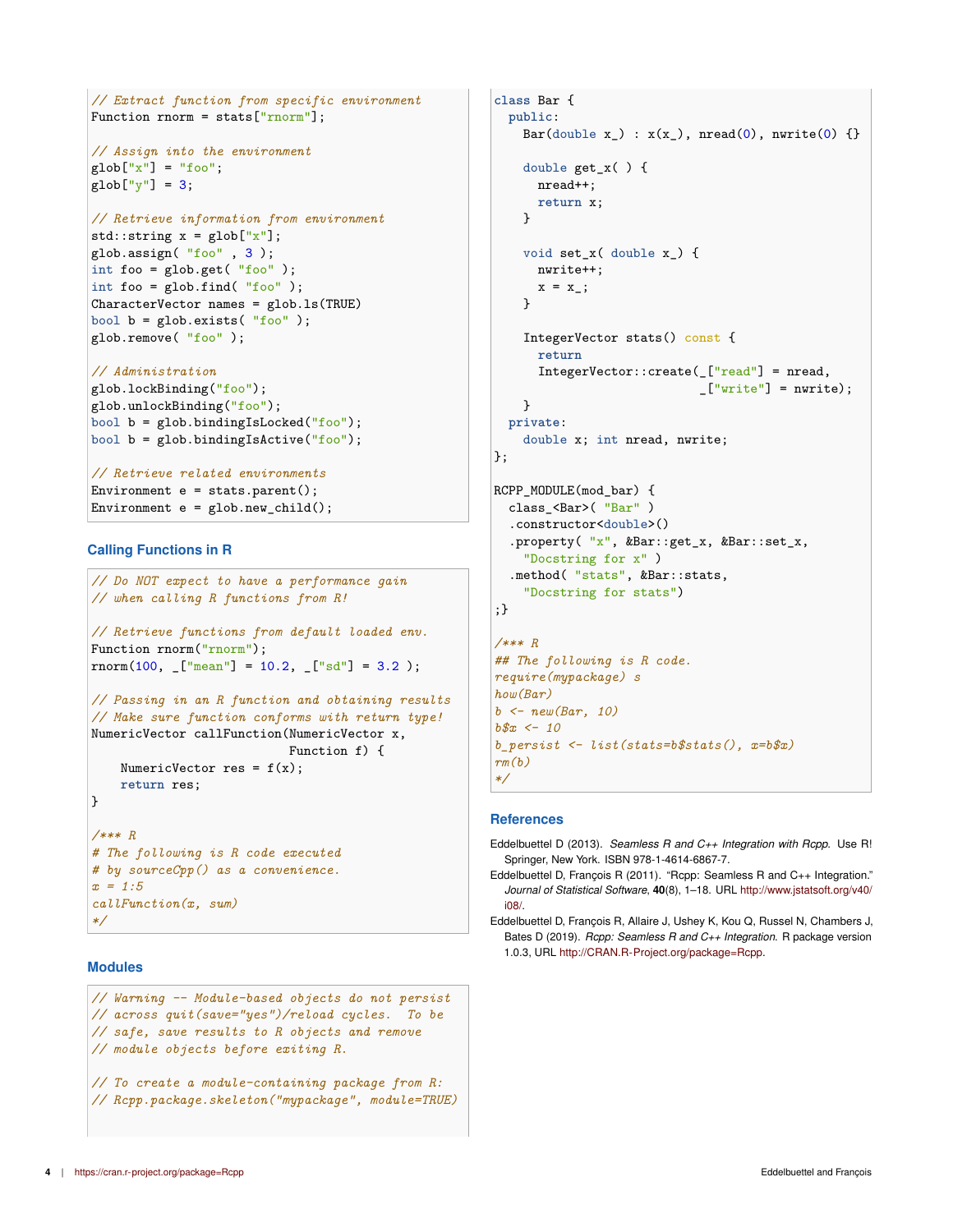```
// Extract function from specific environment
Function rnorm = stats["rnorm"];

// Assign into the environment
glob["x"] = "foo";
glob["y"] = 3;

// Retrieve information from environment
std::string x = glob["x"];
glob.assign( "foo" , 3 );
int foo = glob.get( "foo" );
int foo = glob.find( "foo" );
CharacterVector names = glob.ls(TRUE)
bool b = glob.exists( "foo" );
glob.remove( "foo" );

// Administration
glob.lockBinding("foo");
glob.unlockBinding("foo");
bool b = glob.bindingIsLocked("foo");
bool b = glob.bindingIsActive("foo");

// Retrieve related environments
Environment e = stats.parent();
Environment e = glob.new_child();
```

## Calling Functions in R

```
// Do NOT expect to have a performance gain
// when calling R functions from R!

// Retrieve functions from default loaded env.
Function rnorm("rnorm");
rnorm(100, _["mean"] = 10.2, _["sd"] = 3.2 );

// Passing in an R function and obtaining results
// Make sure function conforms with return type!
NumericVector callFunction(NumericVector x,
                           Function f) {
    NumericVector res = f(x);
    return res;
}

/*** R
# The following is R code executed
# by sourceCpp() as a convenience.
x = 1:5
callFunction(x, sum)
*/
```

## Modules

```
// Warning -- Module-based objects do not persist
// across quit(save="yes")/reload cycles.  To be
// safe, save results to R objects and remove
// module objects before exiting R.

// To create a module-containing package from R:
// Rcpp.package.skeleton("mypackage", module=TRUE)

class Bar {
  public:
    Bar(double x_) : x(x_), nread(0), nwrite(0) {}

    double get_x( ) {
      nread++;
      return x;
    }

    void set_x( double x_) {
      nwrite++;
      x = x_;
    }

    IntegerVector stats() const {
      return
      IntegerVector::create(_["read"] = nread,
                            _["write"] = nwrite);
    }
  private:
    double x; int nread, nwrite;
};

RCPP_MODULE(mod_bar) {
  class_<Bar>( "Bar" )
  .constructor<double>()
  .property( "x", &Bar::get_x, &Bar::set_x,
    "Docstring for x" )
  .method( "stats", &Bar::stats,
    "Docstring for stats")
;}

/*** R
## The following is R code.
require(mypackage) s
how(Bar)
b <- new(Bar, 10)
b$x <- 10
b_persist <- list(stats=b$stats(), x=b$x)
rm(b)
*/
```

## References

Eddelbuettel D (2013). *Seamless R and C++ Integration with Rcpp*. Use R! Springer, New York. ISBN 978-1-4614-6867-7.

Eddelbuettel D, François R (2011). "Rcpp: Seamless R and C++ Integration." *Journal of Statistical Software*, **40**(8), 1–18. URL http://www.jstatsoft.org/v40/i08/.

Eddelbuettel D, François R, Allaire J, Ushey K, Kou Q, Russel N, Chambers J, Bates D (2019). *Rcpp: Seamless R and C++ Integration*. R package version 1.0.3, URL http://CRAN.R-Project.org/package=Rcpp.